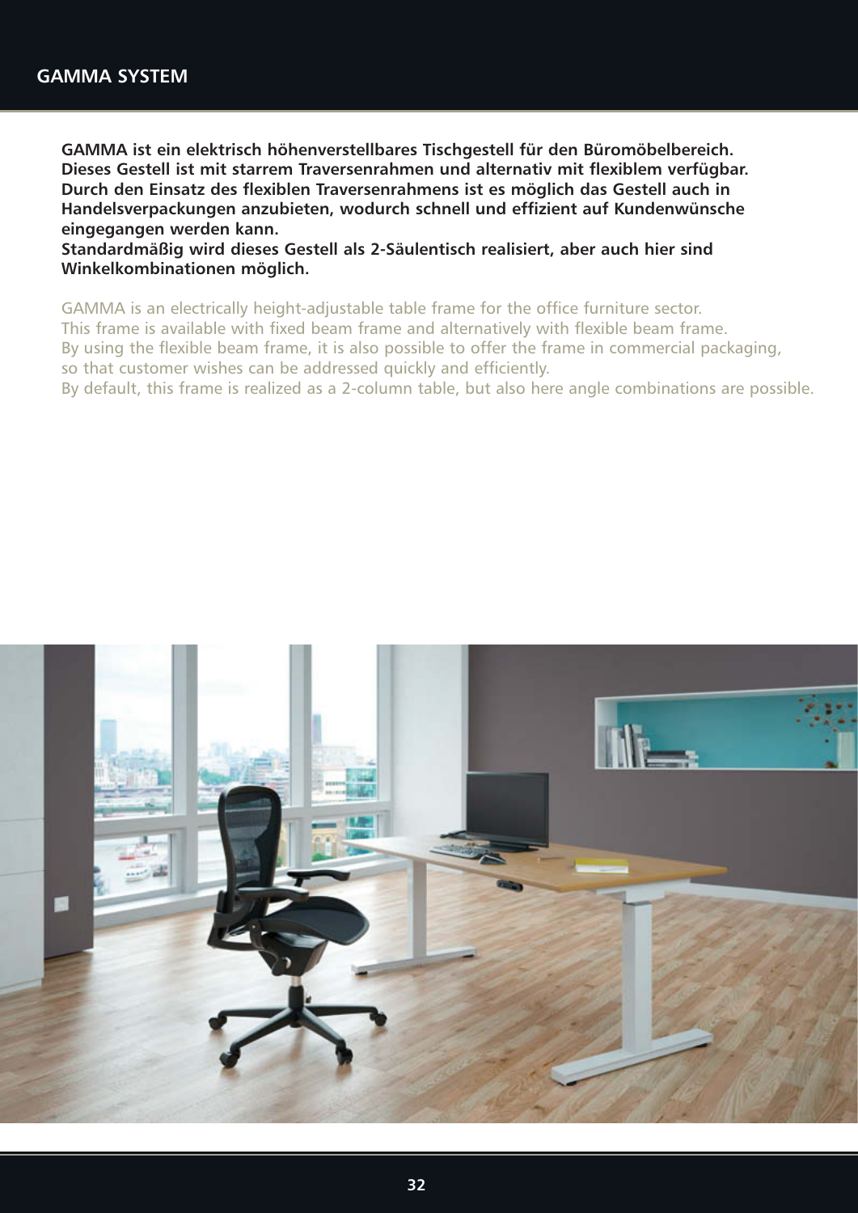# GAMMA SYSTEM

**GAMMA ist ein elektrisch höhenverstellbares Tischgestell für den Büromöbelbereich. Dieses Gestell ist mit starrem Traversenrahmen und alternativ mit flexiblem verfügbar. Durch den Einsatz des flexiblen Traversenrahmens ist es möglich das Gestell auch in Handelsverpackungen anzubieten, wodurch schnell und effizient auf Kundenwünsche eingegangen werden kann.**
**Standardmäßig wird dieses Gestell als 2-Säulentisch realisiert, aber auch hier sind Winkelkombinationen möglich.**

GAMMA is an electrically height-adjustable table frame for the office furniture sector.
This frame is available with fixed beam frame and alternatively with flexible beam frame.
By using the flexible beam frame, it is also possible to offer the frame in commercial packaging, so that customer wishes can be addressed quickly and efficiently.
By default, this frame is realized as a 2-column table, but also here angle combinations are possible.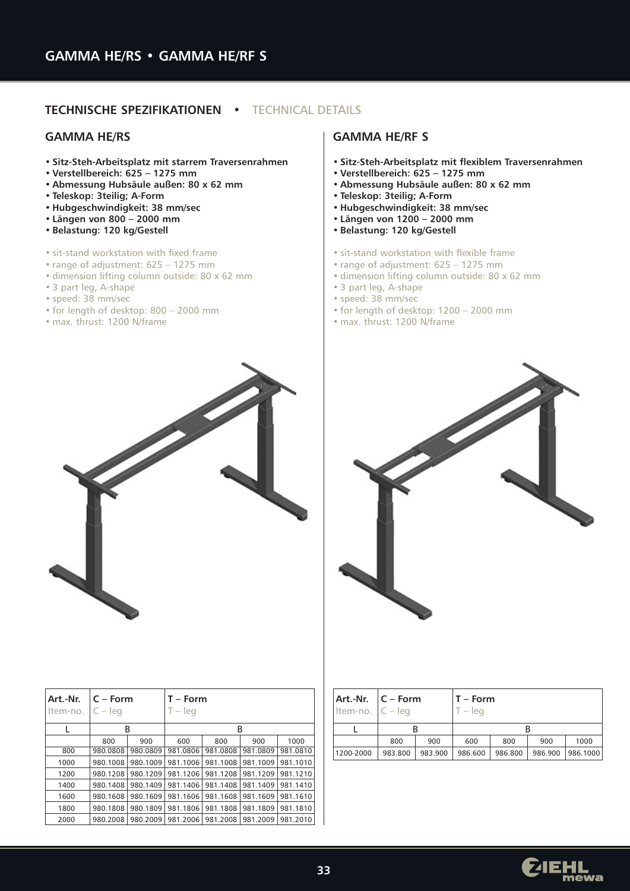# GAMMA HE/RS • GAMMA HE/RF S

## TECHNISCHE SPEZIFIKATIONEN • TECHNICAL DETAILS

### GAMMA HE/RS

- **Sitz-Steh-Arbeitsplatz mit starrem Traversenrahmen**
- **Verstellbereich: 625 – 1275 mm**
- **Abmessung Hubsäule außen: 80 x 62 mm**
- **Teleskop: 3teilig; A-Form**
- **Hubgeschwindigkeit: 38 mm/sec**
- **Längen von 800 – 2000 mm**
- **Belastung: 120 kg/Gestell**

- sit-stand workstation with fixed frame
- range of adjustment: 625 – 1275 mm
- dimension lifting column outside: 80 x 62 mm
- 3 part leg, A-shape
- speed: 38 mm/sec
- for length of desktop: 800 – 2000 mm
- max. thrust: 1200 N/frame

| Art.-Nr. Item-no. | C – Form C – leg | | T – Form T – leg | | | |
|---|---|---|---|---|---|---|
| L | B | | B | | | |
| | 800 | 900 | 600 | 800 | 900 | 1000 |
| 800 | 980.0808 | 980.0809 | 981.0806 | 981.0808 | 981.0809 | 981.0810 |
| 1000 | 980.1008 | 980.1009 | 981.1006 | 981.1008 | 981.1009 | 981.1010 |
| 1200 | 980.1208 | 980.1209 | 981.1206 | 981.1208 | 981.1209 | 981.1210 |
| 1400 | 980.1408 | 980.1409 | 981.1406 | 981.1408 | 981.1409 | 981.1410 |
| 1600 | 980.1608 | 980.1609 | 981.1606 | 981.1608 | 981.1609 | 981.1610 |
| 1800 | 980.1808 | 980.1809 | 981.1806 | 981.1808 | 981.1809 | 981.1810 |
| 2000 | 980.2008 | 980.2009 | 981.2006 | 981.2008 | 981.2009 | 981.2010 |

### GAMMA HE/RF S

- **Sitz-Steh-Arbeitsplatz mit flexiblem Traversenrahmen**
- **Verstellbereich: 625 – 1275 mm**
- **Abmessung Hubsäule außen: 80 x 62 mm**
- **Teleskop: 3teilig; A-Form**
- **Hubgeschwindigkeit: 38 mm/sec**
- **Längen von 1200 – 2000 mm**
- **Belastung: 120 kg/Gestell**

- sit-stand workstation with flexible frame
- range of adjustment: 625 – 1275 mm
- dimension lifting column outside: 80 x 62 mm
- 3 part leg, A-shape
- speed: 38 mm/sec
- for length of desktop: 1200 – 2000 mm
- max. thrust: 1200 N/frame

| Art.-Nr. Item-no. | C – Form C – leg | | T – Form T – leg | | | |
|---|---|---|---|---|---|---|
| L | B | | B | | | |
| | 800 | 900 | 600 | 800 | 900 | 1000 |
| 1200-2000 | 983.800 | 983.900 | 986.600 | 986.800 | 986.900 | 986.1000 |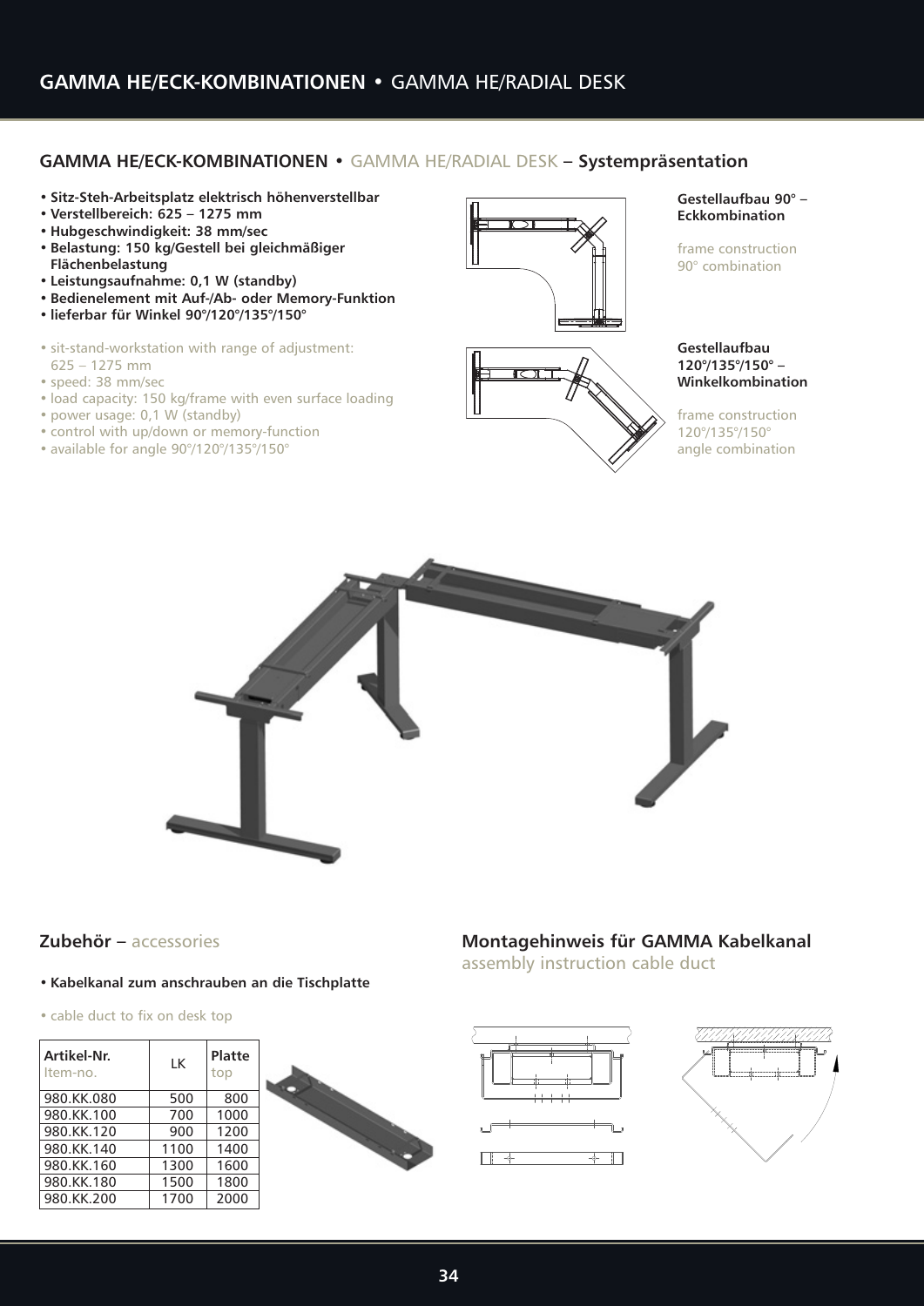# GAMMA HE/ECK-KOMBINATIONEN • GAMMA HE/RADIAL DESK

## GAMMA HE/ECK-KOMBINATIONEN • GAMMA HE/RADIAL DESK – Systempräsentation

- **Sitz-Steh-Arbeitsplatz elektrisch höhenverstellbar**
- **Verstellbereich: 625 – 1275 mm**
- **Hubgeschwindigkeit: 38 mm/sec**
- **Belastung: 150 kg/Gestell bei gleichmäßiger Flächenbelastung**
- **Leistungsaufnahme: 0,1 W (standby)**
- **Bedienelement mit Auf-/Ab- oder Memory-Funktion**
- **lieferbar für Winkel 90°/120°/135°/150°**

- sit-stand-workstation with range of adjustment: 625 – 1275 mm
- speed: 38 mm/sec
- load capacity: 150 kg/frame with even surface loading
- power usage: 0,1 W (standby)
- control with up/down or memory-function
- available for angle 90°/120°/135°/150°

**Gestellaufbau 90° – Eckkombination**

frame construction 90° combination

**Gestellaufbau 120°/135°/150° – Winkelkombination**

frame construction 120°/135°/150° angle combination

## Zubehör – accessories

- **Kabelkanal zum anschrauben an die Tischplatte**

- cable duct to fix on desk top

| Artikel-Nr. Item-no. | LK | Platte top |
|---|---|---|
| 980.KK.080 | 500 | 800 |
| 980.KK.100 | 700 | 1000 |
| 980.KK.120 | 900 | 1200 |
| 980.KK.140 | 1100 | 1400 |
| 980.KK.160 | 1300 | 1600 |
| 980.KK.180 | 1500 | 1800 |
| 980.KK.200 | 1700 | 2000 |

## Montagehinweis für GAMMA Kabelkanal

assembly instruction cable duct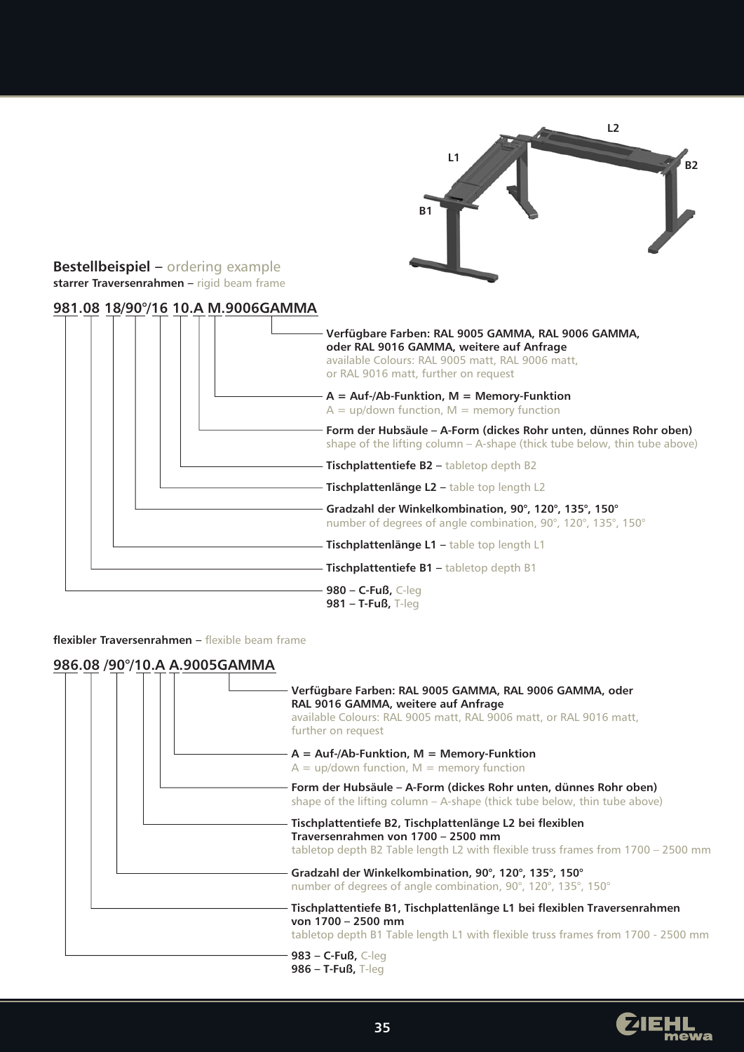L2

L1

B2

B1

**Bestellbeispiel** – ordering example

**starrer Traversenrahmen** – rigid beam frame

**981.08 18/90°/16 10.A M.9006GAMMA**

- **Verfügbare Farben: RAL 9005 GAMMA, RAL 9006 GAMMA, oder RAL 9016 GAMMA, weitere auf Anfrage**
  available Colours: RAL 9005 matt, RAL 9006 matt, or RAL 9016 matt, further on request
- **A = Auf-/Ab-Funktion, M = Memory-Funktion**
  A = up/down function, M = memory function
- **Form der Hubsäule – A-Form (dickes Rohr unten, dünnes Rohr oben)**
  shape of the lifting column – A-shape (thick tube below, thin tube above)
- **Tischplattentiefe B2** – tabletop depth B2
- **Tischplattenlänge L2** – table top length L2
- **Gradzahl der Winkelkombination, 90°, 120°, 135°, 150°**
  number of degrees of angle combination, 90°, 120°, 135°, 150°
- **Tischplattenlänge L1** – table top length L1
- **Tischplattentiefe B1** – tabletop depth B1
- **980 – C-Fuß,** C-leg
  **981 – T-Fuß,** T-leg

**flexibler Traversenrahmen** – flexible beam frame

**986.08 /90°/10.A A.9005GAMMA**

- **Verfügbare Farben: RAL 9005 GAMMA, RAL 9006 GAMMA, oder RAL 9016 GAMMA, weitere auf Anfrage**
  available Colours: RAL 9005 matt, RAL 9006 matt, or RAL 9016 matt, further on request
- **A = Auf-/Ab-Funktion, M = Memory-Funktion**
  A = up/down function, M = memory function
- **Form der Hubsäule – A-Form (dickes Rohr unten, dünnes Rohr oben)**
  shape of the lifting column – A-shape (thick tube below, thin tube above)
- **Tischplattentiefe B2, Tischplattenlänge L2 bei flexiblen Traversenrahmen von 1700 – 2500 mm**
  tabletop depth B2 Table length L2 with flexible truss frames from 1700 – 2500 mm
- **Gradzahl der Winkelkombination, 90°, 120°, 135°, 150°**
  number of degrees of angle combination, 90°, 120°, 135°, 150°
- **Tischplattentiefe B1, Tischplattenlänge L1 bei flexiblen Traversenrahmen von 1700 – 2500 mm**
  tabletop depth B1 Table length L1 with flexible truss frames from 1700 - 2500 mm
- **983 – C-Fuß,** C-leg
  **986 – T-Fuß,** T-leg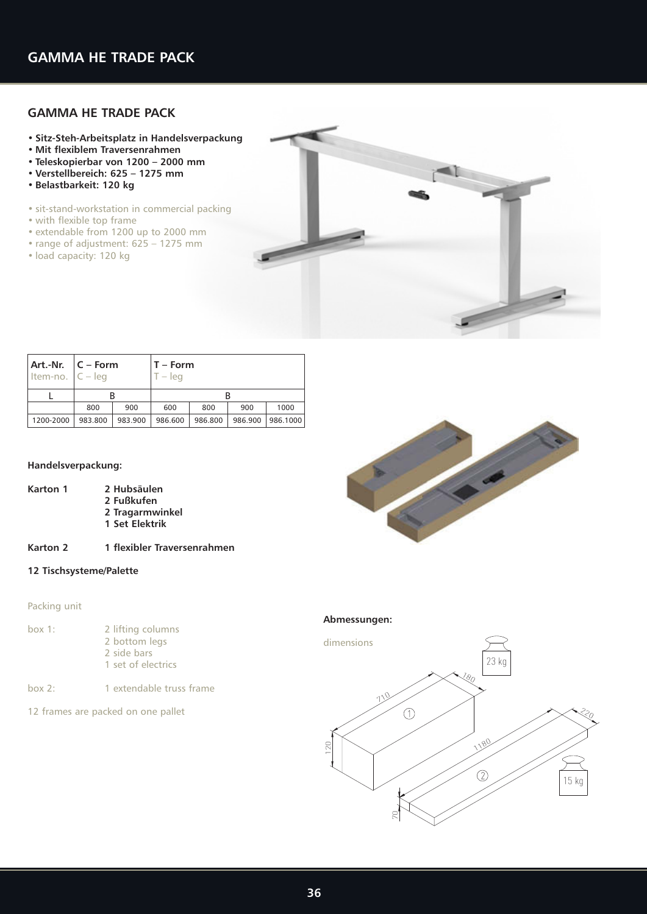## GAMMA HE TRADE PACK

- **Sitz-Steh-Arbeitsplatz in Handelsverpackung**
- **Mit flexiblem Traversenrahmen**
- **Teleskopierbar von 1200 – 2000 mm**
- **Verstellbereich: 625 – 1275 mm**
- **Belastbarkeit: 120 kg**

- sit-stand-workstation in commercial packing
- with flexible top frame
- extendable from 1200 up to 2000 mm
- range of adjustment: 625 – 1275 mm
- load capacity: 120 kg

| **Art.-Nr.** Item-no. | **C – Form** C – leg | | **T – Form** T – leg | | | |
|---|---|---|---|---|---|---|
| L | B | | B | | | |
| | 800 | 900 | 600 | 800 | 900 | 1000 |
| 1200-2000 | 983.800 | 983.900 | 986.600 | 986.800 | 986.900 | 986.1000 |

**Handelsverpackung:**

**Karton 1** **2 Hubsäulen**
**2 Fußkufen**
**2 Tragarmwinkel**
**1 Set Elektrik**

**Karton 2** **1 flexibler Traversenrahmen**

**12 Tischsysteme/Palette**

Packing unit

box 1: 2 lifting columns
2 bottom legs
2 side bars
1 set of electrics

box 2: 1 extendable truss frame

12 frames are packed on one pallet

**Abmessungen:**

dimensions

23 kg
710
180
120
1
1180
220
2
70
15 kg